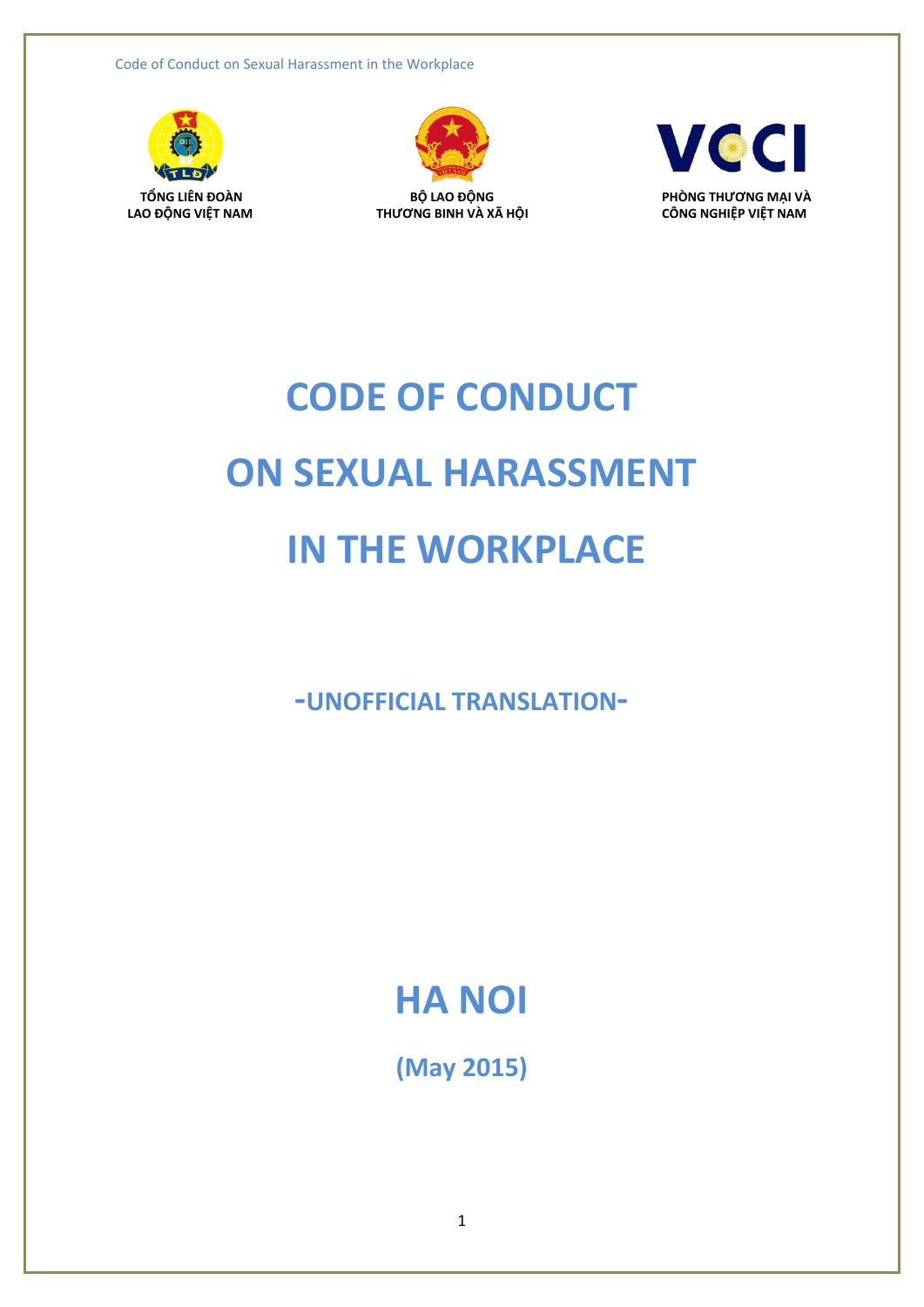**TỔNG LIÊN ĐOÀN LAO ĐỘNG VIỆT NAM**

**BỘ LAO ĐỘNG THƯƠNG BINH VÀ XÃ HỘI**

**VCCI**

**PHÒNG THƯƠNG MẠI VÀ CÔNG NGHIỆP VIỆT NAM**

# CODE OF CONDUCT ON SEXUAL HARASSMENT IN THE WORKPLACE

**-UNOFFICIAL TRANSLATION-**

## HA NOI

**(May 2015)**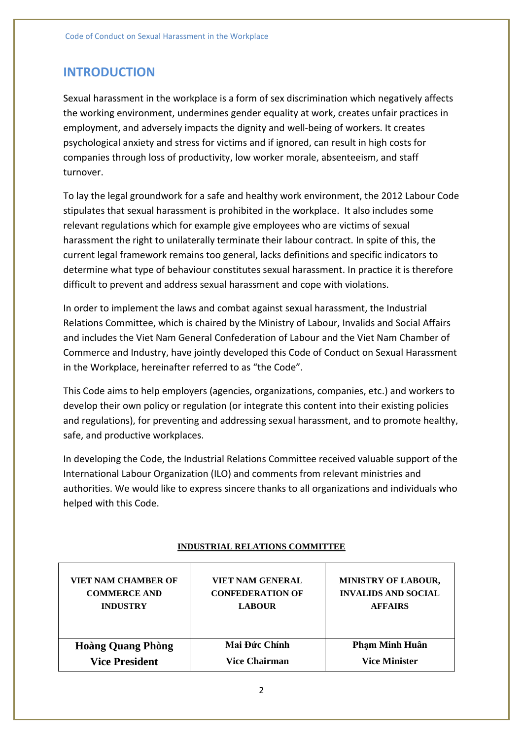## INTRODUCTION

Sexual harassment in the workplace is a form of sex discrimination which negatively affects the working environment, undermines gender equality at work, creates unfair practices in employment, and adversely impacts the dignity and well-being of workers. It creates psychological anxiety and stress for victims and if ignored, can result in high costs for companies through loss of productivity, low worker morale, absenteeism, and staff turnover.

To lay the legal groundwork for a safe and healthy work environment, the 2012 Labour Code stipulates that sexual harassment is prohibited in the workplace. It also includes some relevant regulations which for example give employees who are victims of sexual harassment the right to unilaterally terminate their labour contract. In spite of this, the current legal framework remains too general, lacks definitions and specific indicators to determine what type of behaviour constitutes sexual harassment. In practice it is therefore difficult to prevent and address sexual harassment and cope with violations.

In order to implement the laws and combat against sexual harassment, the Industrial Relations Committee, which is chaired by the Ministry of Labour, Invalids and Social Affairs and includes the Viet Nam General Confederation of Labour and the Viet Nam Chamber of Commerce and Industry, have jointly developed this Code of Conduct on Sexual Harassment in the Workplace, hereinafter referred to as "the Code".

This Code aims to help employers (agencies, organizations, companies, etc.) and workers to develop their own policy or regulation (or integrate this content into their existing policies and regulations), for preventing and addressing sexual harassment, and to promote healthy, safe, and productive workplaces.

In developing the Code, the Industrial Relations Committee received valuable support of the International Labour Organization (ILO) and comments from relevant ministries and authorities. We would like to express sincere thanks to all organizations and individuals who helped with this Code.

**INDUSTRIAL RELATIONS COMMITTEE**

| VIET NAM CHAMBER OF COMMERCE AND INDUSTRY | VIET NAM GENERAL CONFEDERATION OF LABOUR | MINISTRY OF LABOUR, INVALIDS AND SOCIAL AFFAIRS |
|---|---|---|
| **Hoàng Quang Phòng** | **Mai Đức Chính** | **Phạm Minh Huân** |
| **Vice President** | **Vice Chairman** | **Vice Minister** |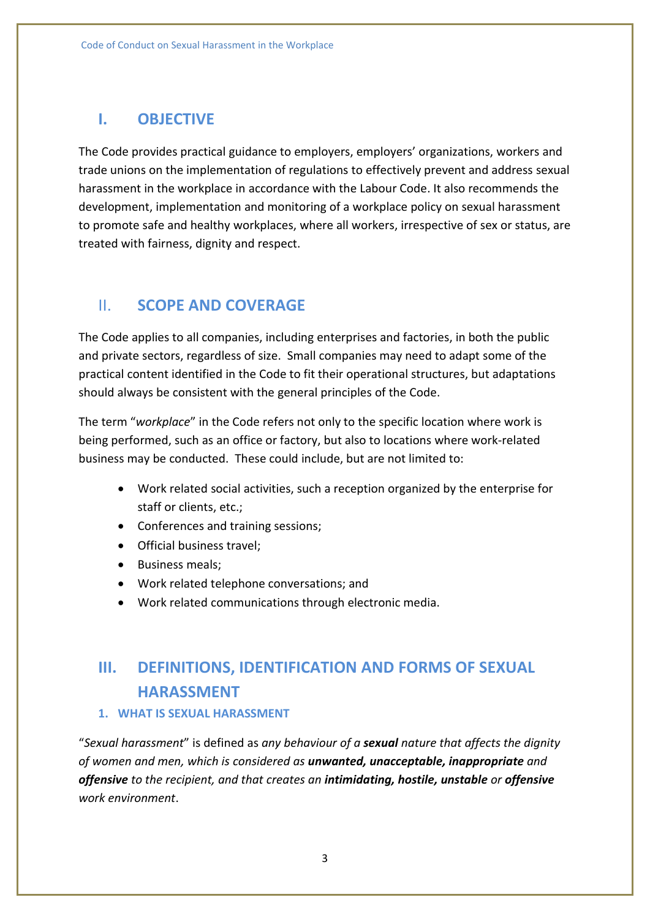## I. OBJECTIVE

The Code provides practical guidance to employers, employers' organizations, workers and trade unions on the implementation of regulations to effectively prevent and address sexual harassment in the workplace in accordance with the Labour Code. It also recommends the development, implementation and monitoring of a workplace policy on sexual harassment to promote safe and healthy workplaces, where all workers, irrespective of sex or status, are treated with fairness, dignity and respect.

## II. SCOPE AND COVERAGE

The Code applies to all companies, including enterprises and factories, in both the public and private sectors, regardless of size. Small companies may need to adapt some of the practical content identified in the Code to fit their operational structures, but adaptations should always be consistent with the general principles of the Code.

The term "*workplace*" in the Code refers not only to the specific location where work is being performed, such as an office or factory, but also to locations where work-related business may be conducted. These could include, but are not limited to:

- Work related social activities, such a reception organized by the enterprise for staff or clients, etc.;
- Conferences and training sessions;
- Official business travel;
- Business meals;
- Work related telephone conversations; and
- Work related communications through electronic media.

## III. DEFINITIONS, IDENTIFICATION AND FORMS OF SEXUAL HARASSMENT

### 1. WHAT IS SEXUAL HARASSMENT

"*Sexual harassment*" is defined as *any behaviour of a **sexual** nature that affects the dignity of women and men, which is considered as **unwanted, unacceptable, inappropriate** and **offensive** to the recipient, and that creates an **intimidating, hostile, unstable** or **offensive** work environment*.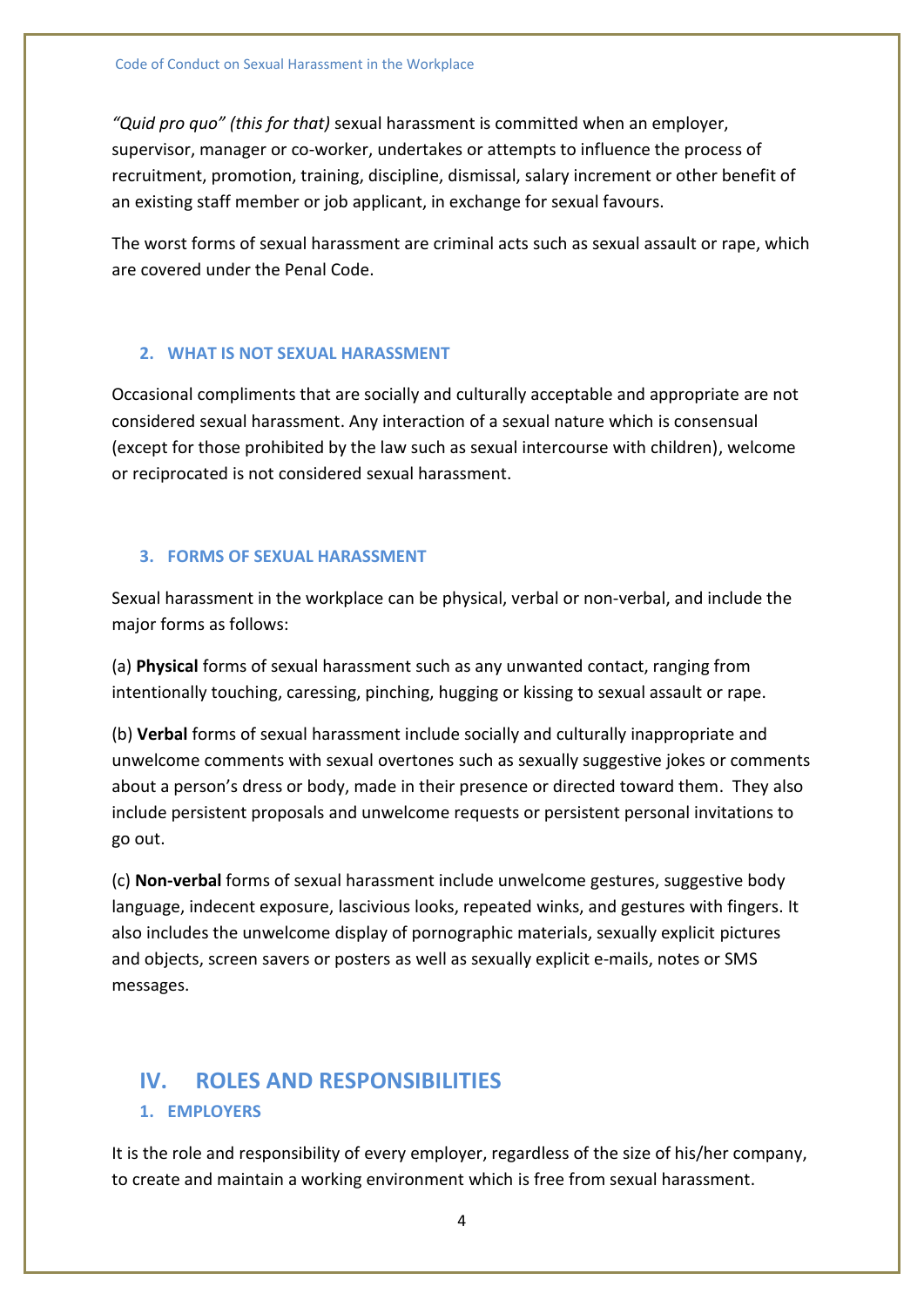*"Quid pro quo" (this for that)* sexual harassment is committed when an employer, supervisor, manager or co-worker, undertakes or attempts to influence the process of recruitment, promotion, training, discipline, dismissal, salary increment or other benefit of an existing staff member or job applicant, in exchange for sexual favours.

The worst forms of sexual harassment are criminal acts such as sexual assault or rape, which are covered under the Penal Code.

### 2. WHAT IS NOT SEXUAL HARASSMENT

Occasional compliments that are socially and culturally acceptable and appropriate are not considered sexual harassment. Any interaction of a sexual nature which is consensual (except for those prohibited by the law such as sexual intercourse with children), welcome or reciprocated is not considered sexual harassment.

### 3. FORMS OF SEXUAL HARASSMENT

Sexual harassment in the workplace can be physical, verbal or non-verbal, and include the major forms as follows:

(a) **Physical** forms of sexual harassment such as any unwanted contact, ranging from intentionally touching, caressing, pinching, hugging or kissing to sexual assault or rape.

(b) **Verbal** forms of sexual harassment include socially and culturally inappropriate and unwelcome comments with sexual overtones such as sexually suggestive jokes or comments about a person's dress or body, made in their presence or directed toward them. They also include persistent proposals and unwelcome requests or persistent personal invitations to go out.

(c) **Non-verbal** forms of sexual harassment include unwelcome gestures, suggestive body language, indecent exposure, lascivious looks, repeated winks, and gestures with fingers. It also includes the unwelcome display of pornographic materials, sexually explicit pictures and objects, screen savers or posters as well as sexually explicit e-mails, notes or SMS messages.

## IV. ROLES AND RESPONSIBILITIES

### 1. EMPLOYERS

It is the role and responsibility of every employer, regardless of the size of his/her company, to create and maintain a working environment which is free from sexual harassment.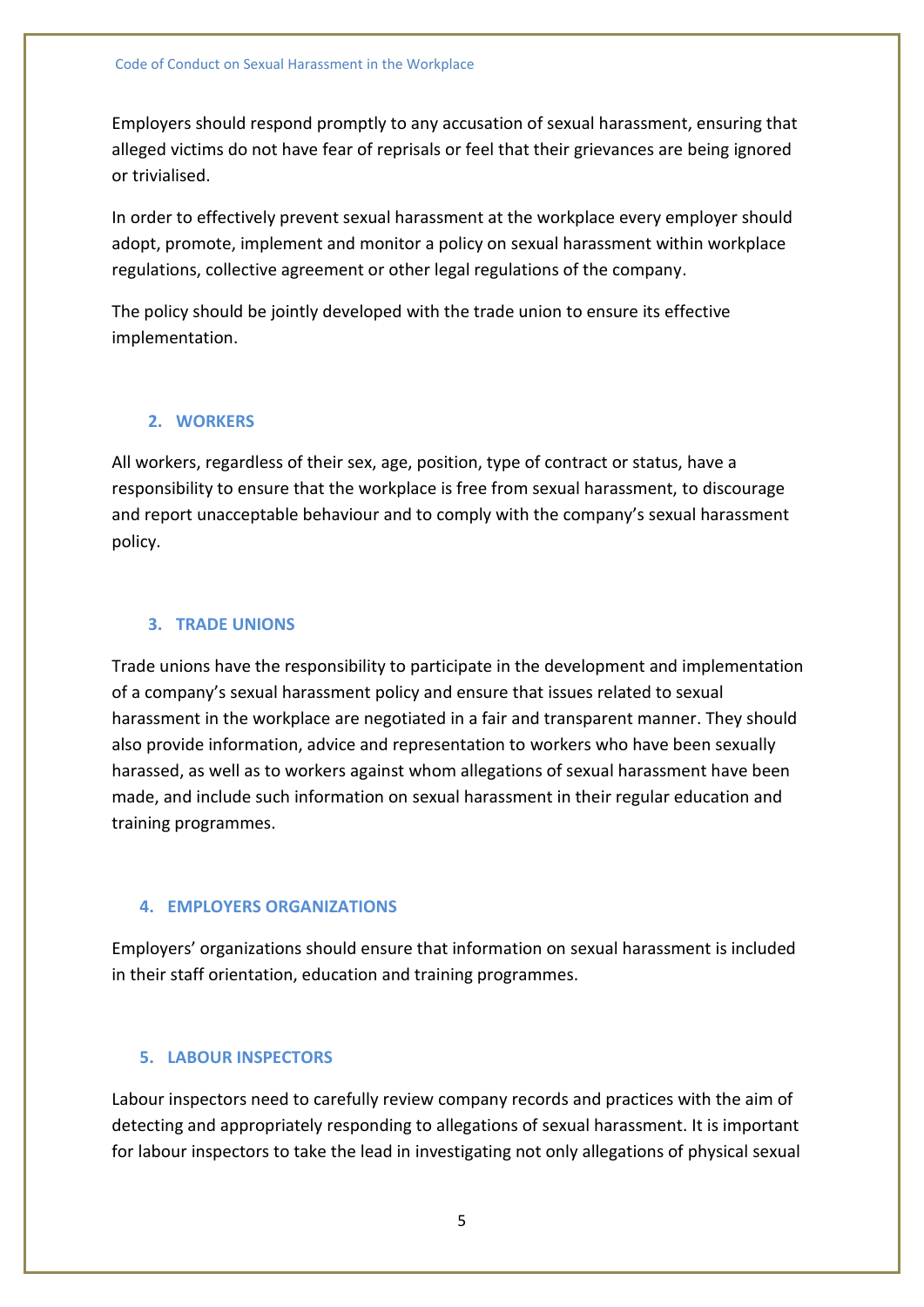Employers should respond promptly to any accusation of sexual harassment, ensuring that alleged victims do not have fear of reprisals or feel that their grievances are being ignored or trivialised.

In order to effectively prevent sexual harassment at the workplace every employer should adopt, promote, implement and monitor a policy on sexual harassment within workplace regulations, collective agreement or other legal regulations of the company.

The policy should be jointly developed with the trade union to ensure its effective implementation.

## 2. WORKERS

All workers, regardless of their sex, age, position, type of contract or status, have a responsibility to ensure that the workplace is free from sexual harassment, to discourage and report unacceptable behaviour and to comply with the company's sexual harassment policy.

## 3. TRADE UNIONS

Trade unions have the responsibility to participate in the development and implementation of a company's sexual harassment policy and ensure that issues related to sexual harassment in the workplace are negotiated in a fair and transparent manner. They should also provide information, advice and representation to workers who have been sexually harassed, as well as to workers against whom allegations of sexual harassment have been made, and include such information on sexual harassment in their regular education and training programmes.

## 4. EMPLOYERS ORGANIZATIONS

Employers' organizations should ensure that information on sexual harassment is included in their staff orientation, education and training programmes.

## 5. LABOUR INSPECTORS

Labour inspectors need to carefully review company records and practices with the aim of detecting and appropriately responding to allegations of sexual harassment. It is important for labour inspectors to take the lead in investigating not only allegations of physical sexual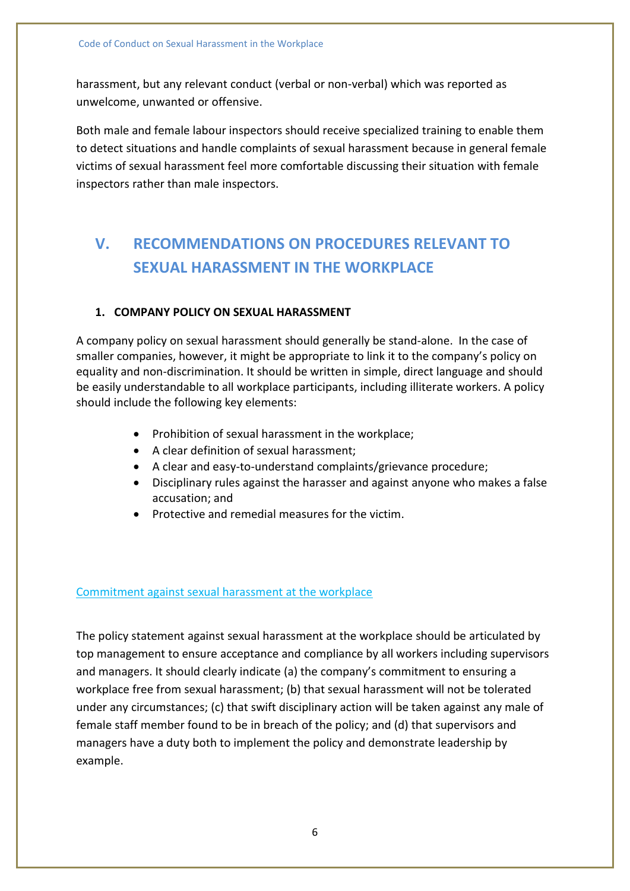harassment, but any relevant conduct (verbal or non-verbal) which was reported as unwelcome, unwanted or offensive.

Both male and female labour inspectors should receive specialized training to enable them to detect situations and handle complaints of sexual harassment because in general female victims of sexual harassment feel more comfortable discussing their situation with female inspectors rather than male inspectors.

## V. RECOMMENDATIONS ON PROCEDURES RELEVANT TO SEXUAL HARASSMENT IN THE WORKPLACE

### 1. COMPANY POLICY ON SEXUAL HARASSMENT

A company policy on sexual harassment should generally be stand-alone. In the case of smaller companies, however, it might be appropriate to link it to the company's policy on equality and non-discrimination. It should be written in simple, direct language and should be easily understandable to all workplace participants, including illiterate workers. A policy should include the following key elements:

- Prohibition of sexual harassment in the workplace;
- A clear definition of sexual harassment;
- A clear and easy-to-understand complaints/grievance procedure;
- Disciplinary rules against the harasser and against anyone who makes a false accusation; and
- Protective and remedial measures for the victim.

<u>Commitment against sexual harassment at the workplace</u>

The policy statement against sexual harassment at the workplace should be articulated by top management to ensure acceptance and compliance by all workers including supervisors and managers. It should clearly indicate (a) the company's commitment to ensuring a workplace free from sexual harassment; (b) that sexual harassment will not be tolerated under any circumstances; (c) that swift disciplinary action will be taken against any male of female staff member found to be in breach of the policy; and (d) that supervisors and managers have a duty both to implement the policy and demonstrate leadership by example.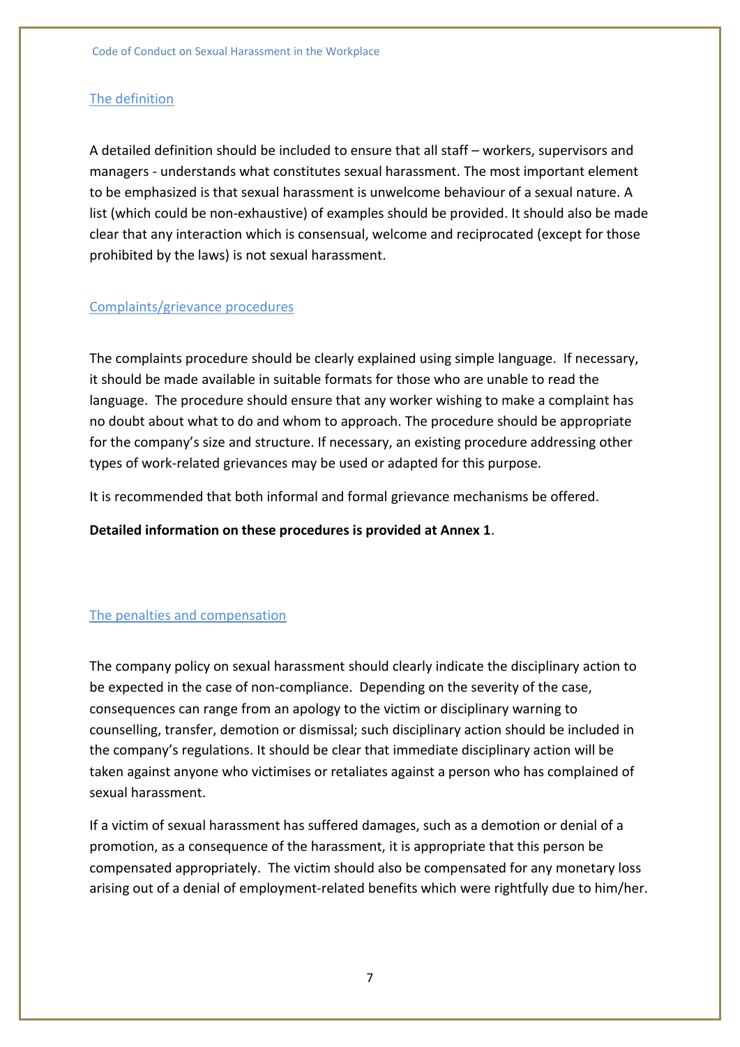## The definition

A detailed definition should be included to ensure that all staff – workers, supervisors and managers - understands what constitutes sexual harassment. The most important element to be emphasized is that sexual harassment is unwelcome behaviour of a sexual nature. A list (which could be non-exhaustive) of examples should be provided. It should also be made clear that any interaction which is consensual, welcome and reciprocated (except for those prohibited by the laws) is not sexual harassment.

## Complaints/grievance procedures

The complaints procedure should be clearly explained using simple language. If necessary, it should be made available in suitable formats for those who are unable to read the language. The procedure should ensure that any worker wishing to make a complaint has no doubt about what to do and whom to approach. The procedure should be appropriate for the company's size and structure. If necessary, an existing procedure addressing other types of work-related grievances may be used or adapted for this purpose.

It is recommended that both informal and formal grievance mechanisms be offered.

**Detailed information on these procedures is provided at Annex 1**.

## The penalties and compensation

The company policy on sexual harassment should clearly indicate the disciplinary action to be expected in the case of non-compliance. Depending on the severity of the case, consequences can range from an apology to the victim or disciplinary warning to counselling, transfer, demotion or dismissal; such disciplinary action should be included in the company's regulations. It should be clear that immediate disciplinary action will be taken against anyone who victimises or retaliates against a person who has complained of sexual harassment.

If a victim of sexual harassment has suffered damages, such as a demotion or denial of a promotion, as a consequence of the harassment, it is appropriate that this person be compensated appropriately. The victim should also be compensated for any monetary loss arising out of a denial of employment-related benefits which were rightfully due to him/her.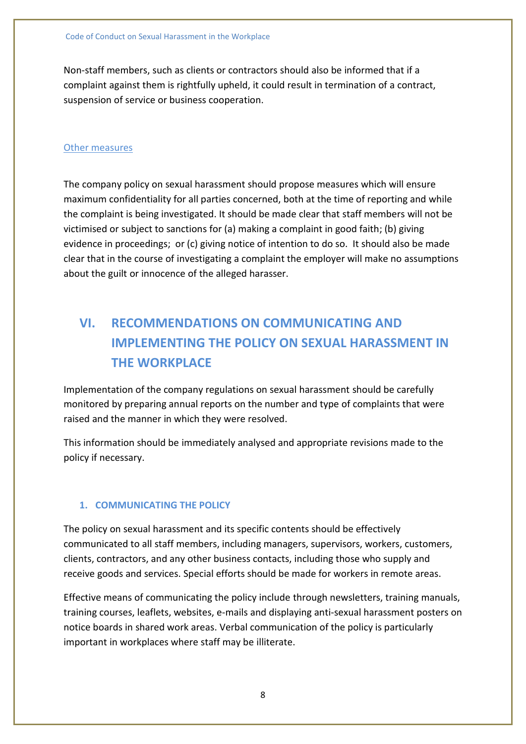Non-staff members, such as clients or contractors should also be informed that if a complaint against them is rightfully upheld, it could result in termination of a contract, suspension of service or business cooperation.

### Other measures

The company policy on sexual harassment should propose measures which will ensure maximum confidentiality for all parties concerned, both at the time of reporting and while the complaint is being investigated. It should be made clear that staff members will not be victimised or subject to sanctions for (a) making a complaint in good faith; (b) giving evidence in proceedings; or (c) giving notice of intention to do so. It should also be made clear that in the course of investigating a complaint the employer will make no assumptions about the guilt or innocence of the alleged harasser.

# VI. RECOMMENDATIONS ON COMMUNICATING AND IMPLEMENTING THE POLICY ON SEXUAL HARASSMENT IN THE WORKPLACE

Implementation of the company regulations on sexual harassment should be carefully monitored by preparing annual reports on the number and type of complaints that were raised and the manner in which they were resolved.

This information should be immediately analysed and appropriate revisions made to the policy if necessary.

## 1. COMMUNICATING THE POLICY

The policy on sexual harassment and its specific contents should be effectively communicated to all staff members, including managers, supervisors, workers, customers, clients, contractors, and any other business contacts, including those who supply and receive goods and services. Special efforts should be made for workers in remote areas.

Effective means of communicating the policy include through newsletters, training manuals, training courses, leaflets, websites, e-mails and displaying anti-sexual harassment posters on notice boards in shared work areas. Verbal communication of the policy is particularly important in workplaces where staff may be illiterate.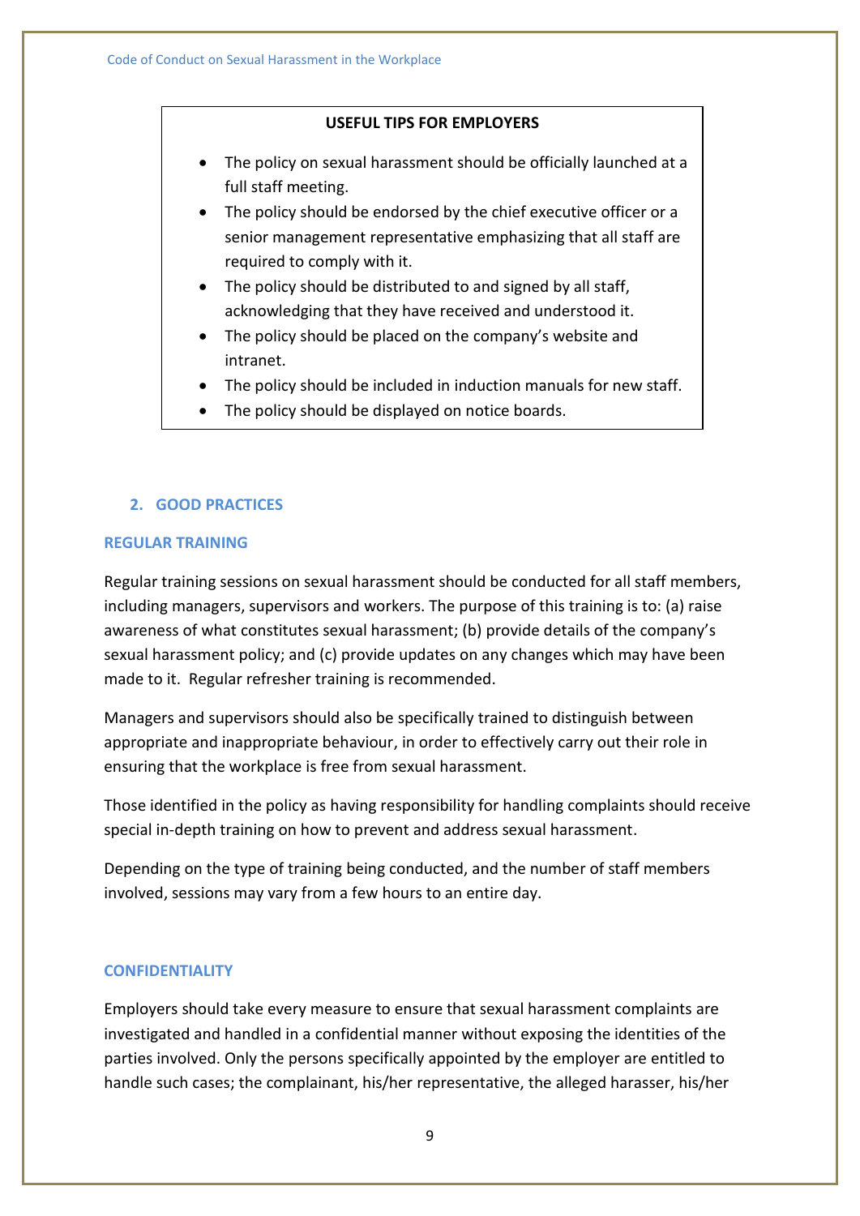**USEFUL TIPS FOR EMPLOYERS**

- The policy on sexual harassment should be officially launched at a full staff meeting.
- The policy should be endorsed by the chief executive officer or a senior management representative emphasizing that all staff are required to comply with it.
- The policy should be distributed to and signed by all staff, acknowledging that they have received and understood it.
- The policy should be placed on the company's website and intranet.
- The policy should be included in induction manuals for new staff.
- The policy should be displayed on notice boards.

## 2. GOOD PRACTICES

### REGULAR TRAINING

Regular training sessions on sexual harassment should be conducted for all staff members, including managers, supervisors and workers. The purpose of this training is to: (a) raise awareness of what constitutes sexual harassment; (b) provide details of the company's sexual harassment policy; and (c) provide updates on any changes which may have been made to it. Regular refresher training is recommended.

Managers and supervisors should also be specifically trained to distinguish between appropriate and inappropriate behaviour, in order to effectively carry out their role in ensuring that the workplace is free from sexual harassment.

Those identified in the policy as having responsibility for handling complaints should receive special in-depth training on how to prevent and address sexual harassment.

Depending on the type of training being conducted, and the number of staff members involved, sessions may vary from a few hours to an entire day.

### CONFIDENTIALITY

Employers should take every measure to ensure that sexual harassment complaints are investigated and handled in a confidential manner without exposing the identities of the parties involved. Only the persons specifically appointed by the employer are entitled to handle such cases; the complainant, his/her representative, the alleged harasser, his/her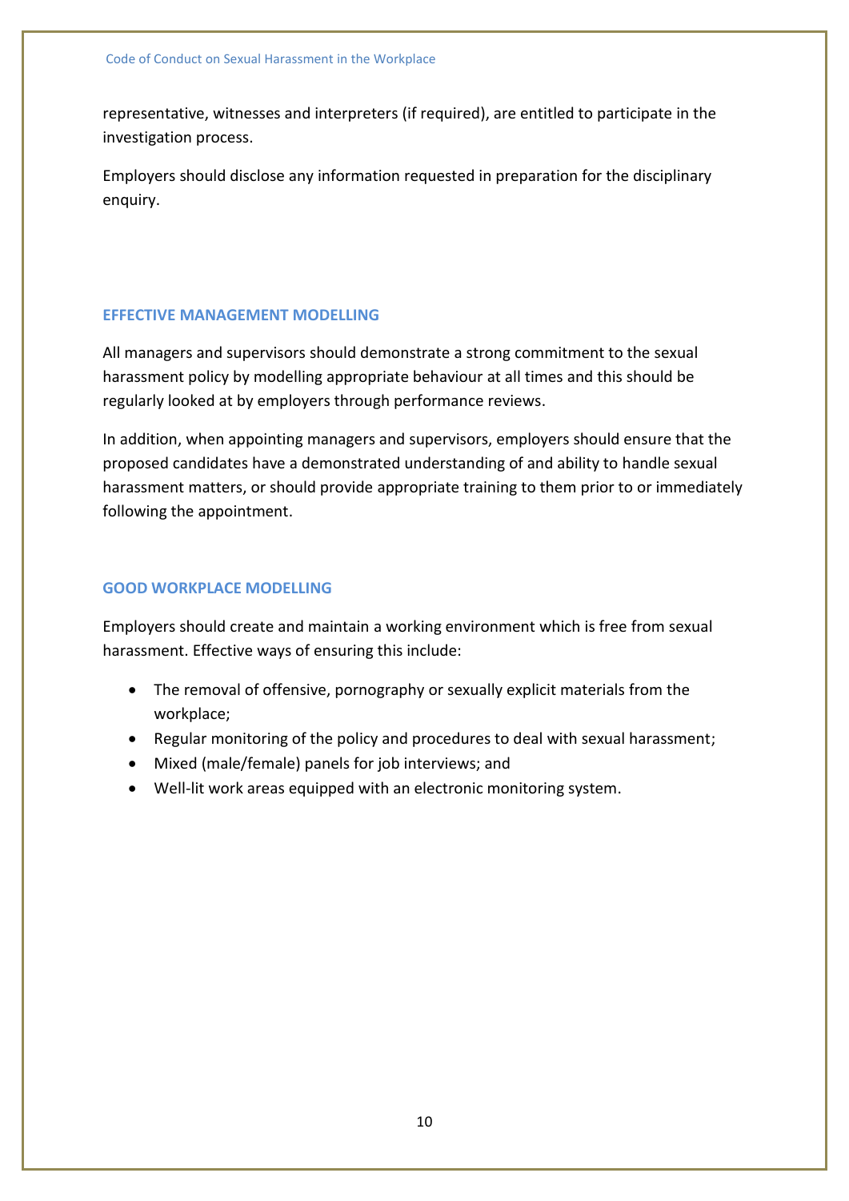representative, witnesses and interpreters (if required), are entitled to participate in the investigation process.

Employers should disclose any information requested in preparation for the disciplinary enquiry.

### EFFECTIVE MANAGEMENT MODELLING

All managers and supervisors should demonstrate a strong commitment to the sexual harassment policy by modelling appropriate behaviour at all times and this should be regularly looked at by employers through performance reviews.

In addition, when appointing managers and supervisors, employers should ensure that the proposed candidates have a demonstrated understanding of and ability to handle sexual harassment matters, or should provide appropriate training to them prior to or immediately following the appointment.

### GOOD WORKPLACE MODELLING

Employers should create and maintain a working environment which is free from sexual harassment. Effective ways of ensuring this include:

- The removal of offensive, pornography or sexually explicit materials from the workplace;
- Regular monitoring of the policy and procedures to deal with sexual harassment;
- Mixed (male/female) panels for job interviews; and
- Well-lit work areas equipped with an electronic monitoring system.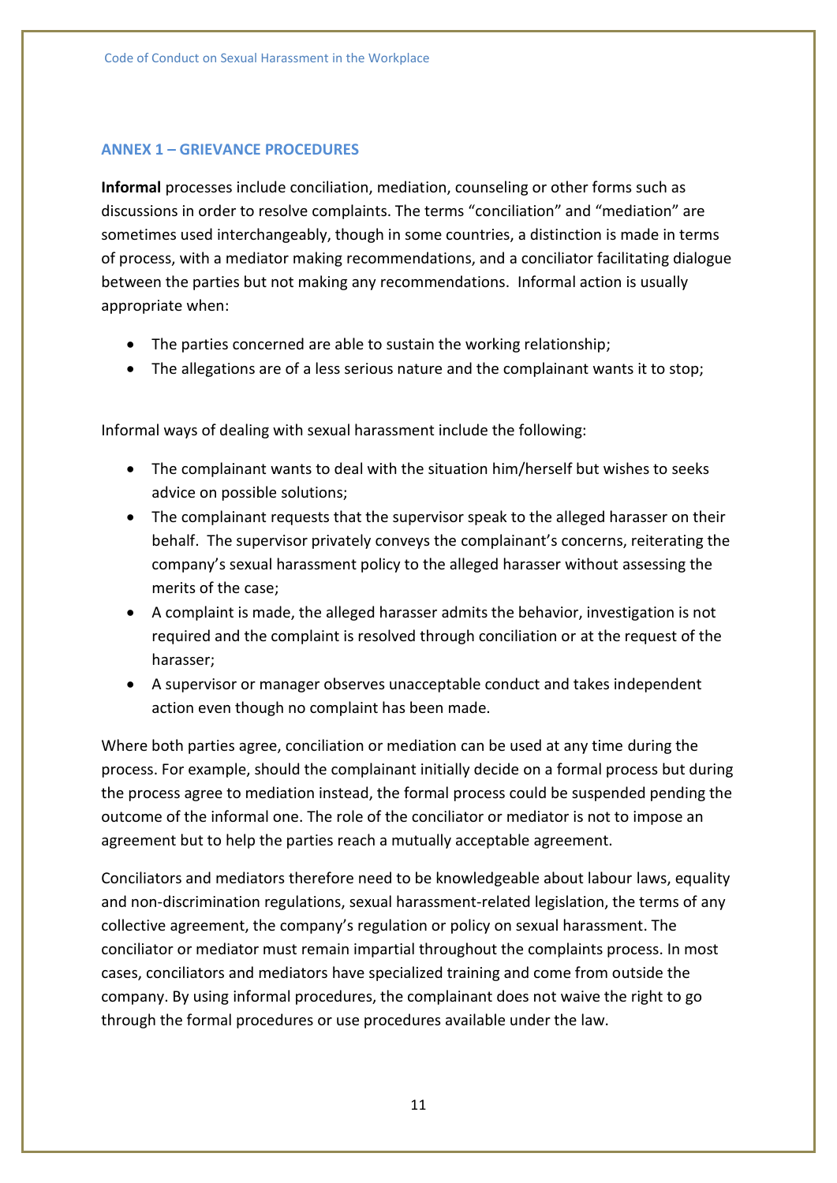## ANNEX 1 – GRIEVANCE PROCEDURES

**Informal** processes include conciliation, mediation, counseling or other forms such as discussions in order to resolve complaints. The terms "conciliation" and "mediation" are sometimes used interchangeably, though in some countries, a distinction is made in terms of process, with a mediator making recommendations, and a conciliator facilitating dialogue between the parties but not making any recommendations. Informal action is usually appropriate when:

- The parties concerned are able to sustain the working relationship;
- The allegations are of a less serious nature and the complainant wants it to stop;

Informal ways of dealing with sexual harassment include the following:

- The complainant wants to deal with the situation him/herself but wishes to seeks advice on possible solutions;
- The complainant requests that the supervisor speak to the alleged harasser on their behalf. The supervisor privately conveys the complainant's concerns, reiterating the company's sexual harassment policy to the alleged harasser without assessing the merits of the case;
- A complaint is made, the alleged harasser admits the behavior, investigation is not required and the complaint is resolved through conciliation or at the request of the harasser;
- A supervisor or manager observes unacceptable conduct and takes independent action even though no complaint has been made.

Where both parties agree, conciliation or mediation can be used at any time during the process. For example, should the complainant initially decide on a formal process but during the process agree to mediation instead, the formal process could be suspended pending the outcome of the informal one. The role of the conciliator or mediator is not to impose an agreement but to help the parties reach a mutually acceptable agreement.

Conciliators and mediators therefore need to be knowledgeable about labour laws, equality and non-discrimination regulations, sexual harassment-related legislation, the terms of any collective agreement, the company's regulation or policy on sexual harassment. The conciliator or mediator must remain impartial throughout the complaints process. In most cases, conciliators and mediators have specialized training and come from outside the company. By using informal procedures, the complainant does not waive the right to go through the formal procedures or use procedures available under the law.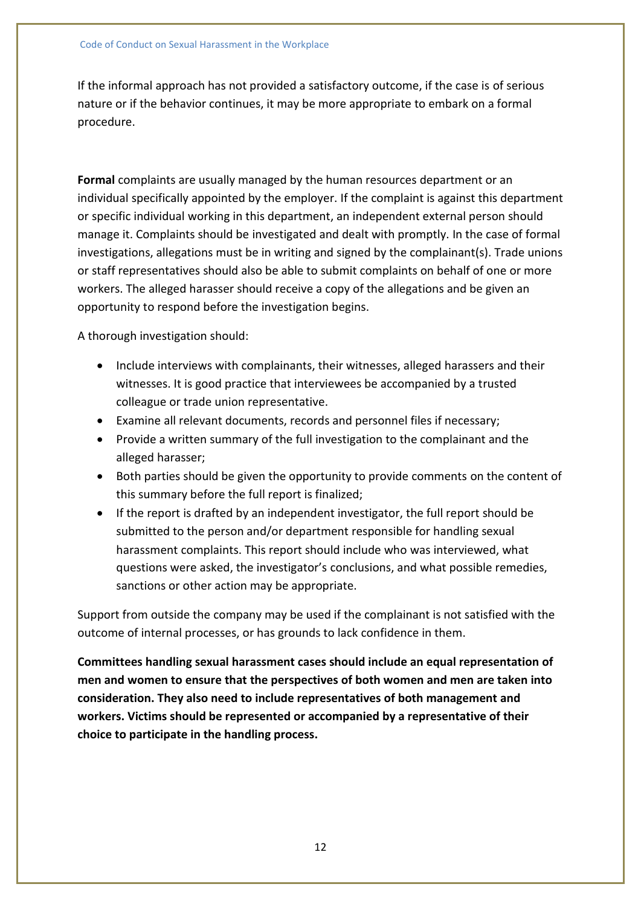If the informal approach has not provided a satisfactory outcome, if the case is of serious nature or if the behavior continues, it may be more appropriate to embark on a formal procedure.

**Formal** complaints are usually managed by the human resources department or an individual specifically appointed by the employer. If the complaint is against this department or specific individual working in this department, an independent external person should manage it. Complaints should be investigated and dealt with promptly. In the case of formal investigations, allegations must be in writing and signed by the complainant(s). Trade unions or staff representatives should also be able to submit complaints on behalf of one or more workers. The alleged harasser should receive a copy of the allegations and be given an opportunity to respond before the investigation begins.

A thorough investigation should:

- Include interviews with complainants, their witnesses, alleged harassers and their witnesses. It is good practice that interviewees be accompanied by a trusted colleague or trade union representative.
- Examine all relevant documents, records and personnel files if necessary;
- Provide a written summary of the full investigation to the complainant and the alleged harasser;
- Both parties should be given the opportunity to provide comments on the content of this summary before the full report is finalized;
- If the report is drafted by an independent investigator, the full report should be submitted to the person and/or department responsible for handling sexual harassment complaints. This report should include who was interviewed, what questions were asked, the investigator's conclusions, and what possible remedies, sanctions or other action may be appropriate.

Support from outside the company may be used if the complainant is not satisfied with the outcome of internal processes, or has grounds to lack confidence in them.

**Committees handling sexual harassment cases should include an equal representation of men and women to ensure that the perspectives of both women and men are taken into consideration. They also need to include representatives of both management and workers. Victims should be represented or accompanied by a representative of their choice to participate in the handling process.**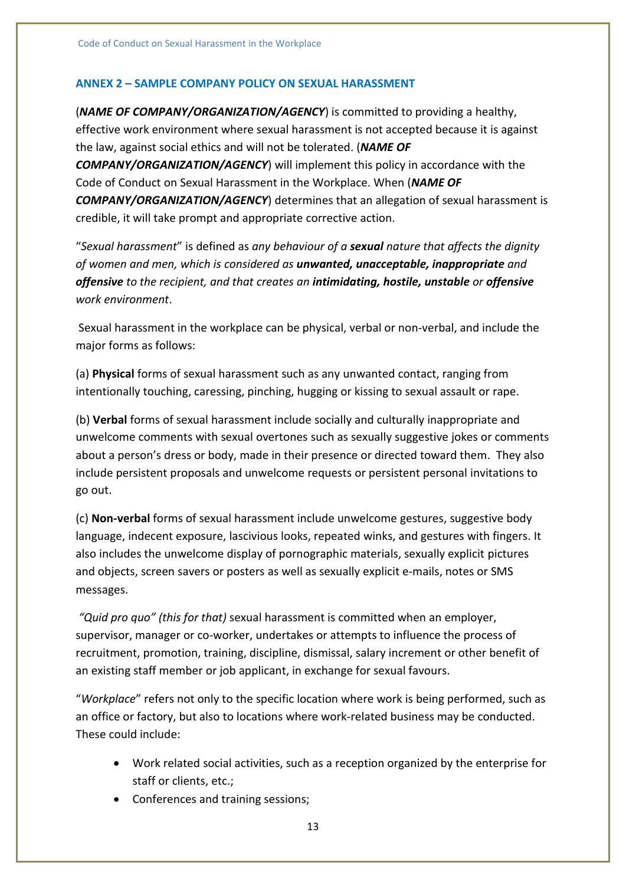## ANNEX 2 – SAMPLE COMPANY POLICY ON SEXUAL HARASSMENT

(***NAME OF COMPANY/ORGANIZATION/AGENCY***) is committed to providing a healthy, effective work environment where sexual harassment is not accepted because it is against the law, against social ethics and will not be tolerated. (***NAME OF COMPANY/ORGANIZATION/AGENCY***) will implement this policy in accordance with the Code of Conduct on Sexual Harassment in the Workplace. When (***NAME OF COMPANY/ORGANIZATION/AGENCY***) determines that an allegation of sexual harassment is credible, it will take prompt and appropriate corrective action.

"*Sexual harassment*" is defined as *any behaviour of a **sexual** nature that affects the dignity of women and men, which is considered as **unwanted, unacceptable, inappropriate** and **offensive** to the recipient, and that creates an **intimidating, hostile, unstable** or **offensive** work environment*.

Sexual harassment in the workplace can be physical, verbal or non-verbal, and include the major forms as follows:

(a) **Physical** forms of sexual harassment such as any unwanted contact, ranging from intentionally touching, caressing, pinching, hugging or kissing to sexual assault or rape.

(b) **Verbal** forms of sexual harassment include socially and culturally inappropriate and unwelcome comments with sexual overtones such as sexually suggestive jokes or comments about a person's dress or body, made in their presence or directed toward them. They also include persistent proposals and unwelcome requests or persistent personal invitations to go out.

(c) **Non-verbal** forms of sexual harassment include unwelcome gestures, suggestive body language, indecent exposure, lascivious looks, repeated winks, and gestures with fingers. It also includes the unwelcome display of pornographic materials, sexually explicit pictures and objects, screen savers or posters as well as sexually explicit e-mails, notes or SMS messages.

*"Quid pro quo" (this for that)* sexual harassment is committed when an employer, supervisor, manager or co-worker, undertakes or attempts to influence the process of recruitment, promotion, training, discipline, dismissal, salary increment or other benefit of an existing staff member or job applicant, in exchange for sexual favours.

"*Workplace*" refers not only to the specific location where work is being performed, such as an office or factory, but also to locations where work-related business may be conducted. These could include:

- Work related social activities, such as a reception organized by the enterprise for staff or clients, etc.;
- Conferences and training sessions;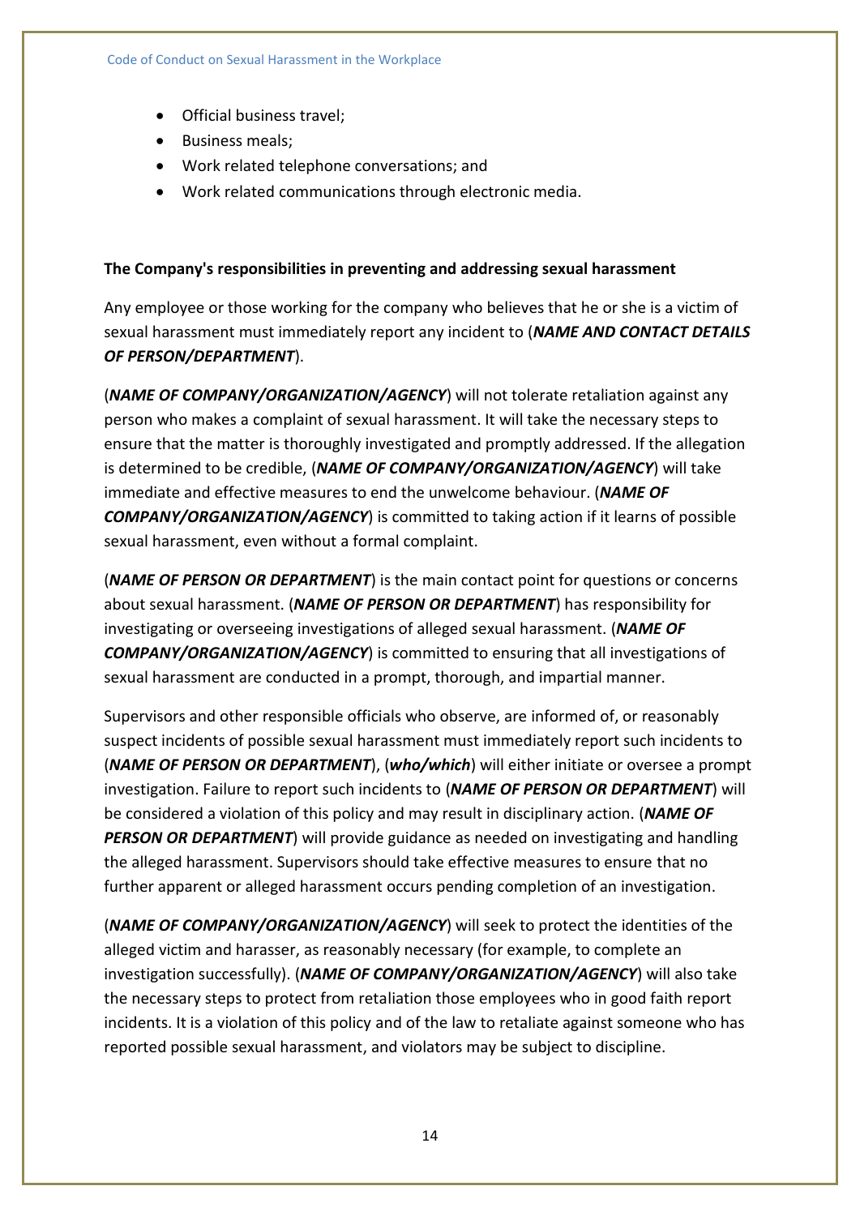- Official business travel;
- Business meals;
- Work related telephone conversations; and
- Work related communications through electronic media.

**The Company's responsibilities in preventing and addressing sexual harassment**

Any employee or those working for the company who believes that he or she is a victim of sexual harassment must immediately report any incident to (***NAME AND CONTACT DETAILS OF PERSON/DEPARTMENT***).

(***NAME OF COMPANY/ORGANIZATION/AGENCY***) will not tolerate retaliation against any person who makes a complaint of sexual harassment. It will take the necessary steps to ensure that the matter is thoroughly investigated and promptly addressed. If the allegation is determined to be credible, (***NAME OF COMPANY/ORGANIZATION/AGENCY***) will take immediate and effective measures to end the unwelcome behaviour. (***NAME OF COMPANY/ORGANIZATION/AGENCY***) is committed to taking action if it learns of possible sexual harassment, even without a formal complaint.

(***NAME OF PERSON OR DEPARTMENT***) is the main contact point for questions or concerns about sexual harassment. (***NAME OF PERSON OR DEPARTMENT***) has responsibility for investigating or overseeing investigations of alleged sexual harassment. (***NAME OF COMPANY/ORGANIZATION/AGENCY***) is committed to ensuring that all investigations of sexual harassment are conducted in a prompt, thorough, and impartial manner.

Supervisors and other responsible officials who observe, are informed of, or reasonably suspect incidents of possible sexual harassment must immediately report such incidents to (***NAME OF PERSON OR DEPARTMENT***), (***who/which***) will either initiate or oversee a prompt investigation. Failure to report such incidents to (***NAME OF PERSON OR DEPARTMENT***) will be considered a violation of this policy and may result in disciplinary action. (***NAME OF PERSON OR DEPARTMENT***) will provide guidance as needed on investigating and handling the alleged harassment. Supervisors should take effective measures to ensure that no further apparent or alleged harassment occurs pending completion of an investigation.

(***NAME OF COMPANY/ORGANIZATION/AGENCY***) will seek to protect the identities of the alleged victim and harasser, as reasonably necessary (for example, to complete an investigation successfully). (***NAME OF COMPANY/ORGANIZATION/AGENCY***) will also take the necessary steps to protect from retaliation those employees who in good faith report incidents. It is a violation of this policy and of the law to retaliate against someone who has reported possible sexual harassment, and violators may be subject to discipline.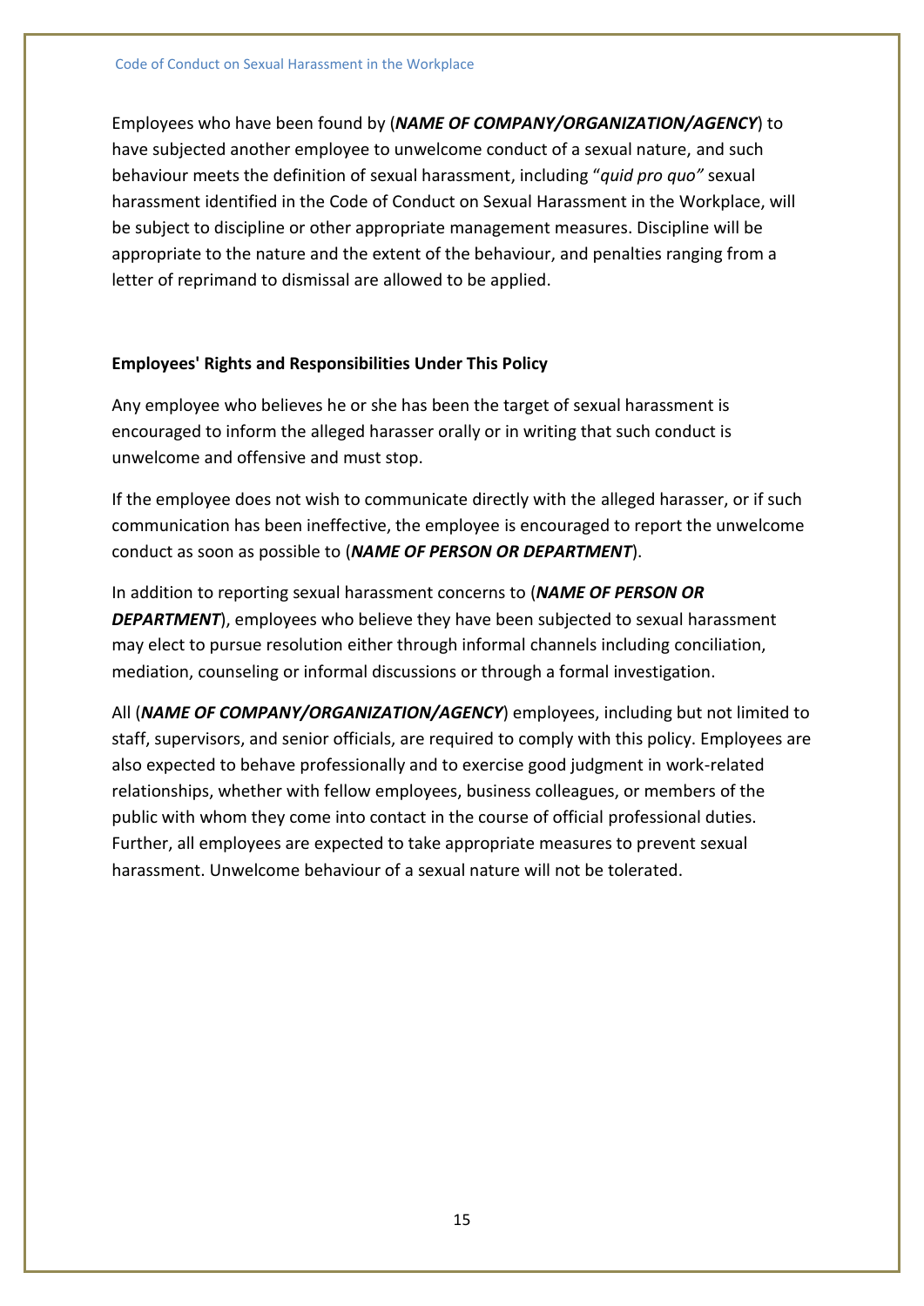Employees who have been found by (***NAME OF COMPANY/ORGANIZATION/AGENCY***) to have subjected another employee to unwelcome conduct of a sexual nature, and such behaviour meets the definition of sexual harassment, including "*quid pro quo"* sexual harassment identified in the Code of Conduct on Sexual Harassment in the Workplace, will be subject to discipline or other appropriate management measures. Discipline will be appropriate to the nature and the extent of the behaviour, and penalties ranging from a letter of reprimand to dismissal are allowed to be applied.

**Employees' Rights and Responsibilities Under This Policy**

Any employee who believes he or she has been the target of sexual harassment is encouraged to inform the alleged harasser orally or in writing that such conduct is unwelcome and offensive and must stop.

If the employee does not wish to communicate directly with the alleged harasser, or if such communication has been ineffective, the employee is encouraged to report the unwelcome conduct as soon as possible to (***NAME OF PERSON OR DEPARTMENT***).

In addition to reporting sexual harassment concerns to (***NAME OF PERSON OR DEPARTMENT***), employees who believe they have been subjected to sexual harassment may elect to pursue resolution either through informal channels including conciliation, mediation, counseling or informal discussions or through a formal investigation.

All (***NAME OF COMPANY/ORGANIZATION/AGENCY***) employees, including but not limited to staff, supervisors, and senior officials, are required to comply with this policy. Employees are also expected to behave professionally and to exercise good judgment in work-related relationships, whether with fellow employees, business colleagues, or members of the public with whom they come into contact in the course of official professional duties. Further, all employees are expected to take appropriate measures to prevent sexual harassment. Unwelcome behaviour of a sexual nature will not be tolerated.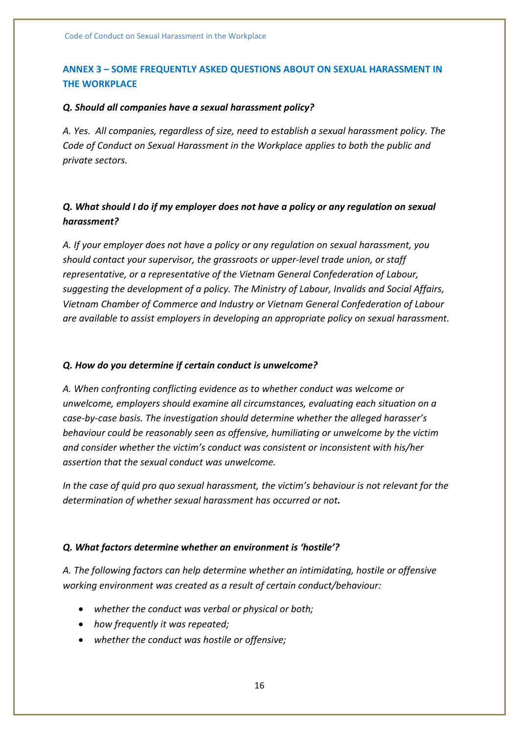## ANNEX 3 – SOME FREQUENTLY ASKED QUESTIONS ABOUT ON SEXUAL HARASSMENT IN THE WORKPLACE

***Q. Should all companies have a sexual harassment policy?***

*A. Yes. All companies, regardless of size, need to establish a sexual harassment policy. The Code of Conduct on Sexual Harassment in the Workplace applies to both the public and private sectors.*

***Q. What should I do if my employer does not have a policy or any regulation on sexual harassment?***

*A. If your employer does not have a policy or any regulation on sexual harassment, you should contact your supervisor, the grassroots or upper-level trade union, or staff representative, or a representative of the Vietnam General Confederation of Labour, suggesting the development of a policy. The Ministry of Labour, Invalids and Social Affairs, Vietnam Chamber of Commerce and Industry or Vietnam General Confederation of Labour are available to assist employers in developing an appropriate policy on sexual harassment.*

***Q. How do you determine if certain conduct is unwelcome?***

*A. When confronting conflicting evidence as to whether conduct was welcome or unwelcome, employers should examine all circumstances, evaluating each situation on a case-by-case basis. The investigation should determine whether the alleged harasser's behaviour could be reasonably seen as offensive, humiliating or unwelcome by the victim and consider whether the victim's conduct was consistent or inconsistent with his/her assertion that the sexual conduct was unwelcome.*

*In the case of quid pro quo sexual harassment, the victim's behaviour is not relevant for the determination of whether sexual harassment has occurred or not.*

***Q. What factors determine whether an environment is 'hostile'?***

*A. The following factors can help determine whether an intimidating, hostile or offensive working environment was created as a result of certain conduct/behaviour:*

- *whether the conduct was verbal or physical or both;*
- *how frequently it was repeated;*
- *whether the conduct was hostile or offensive;*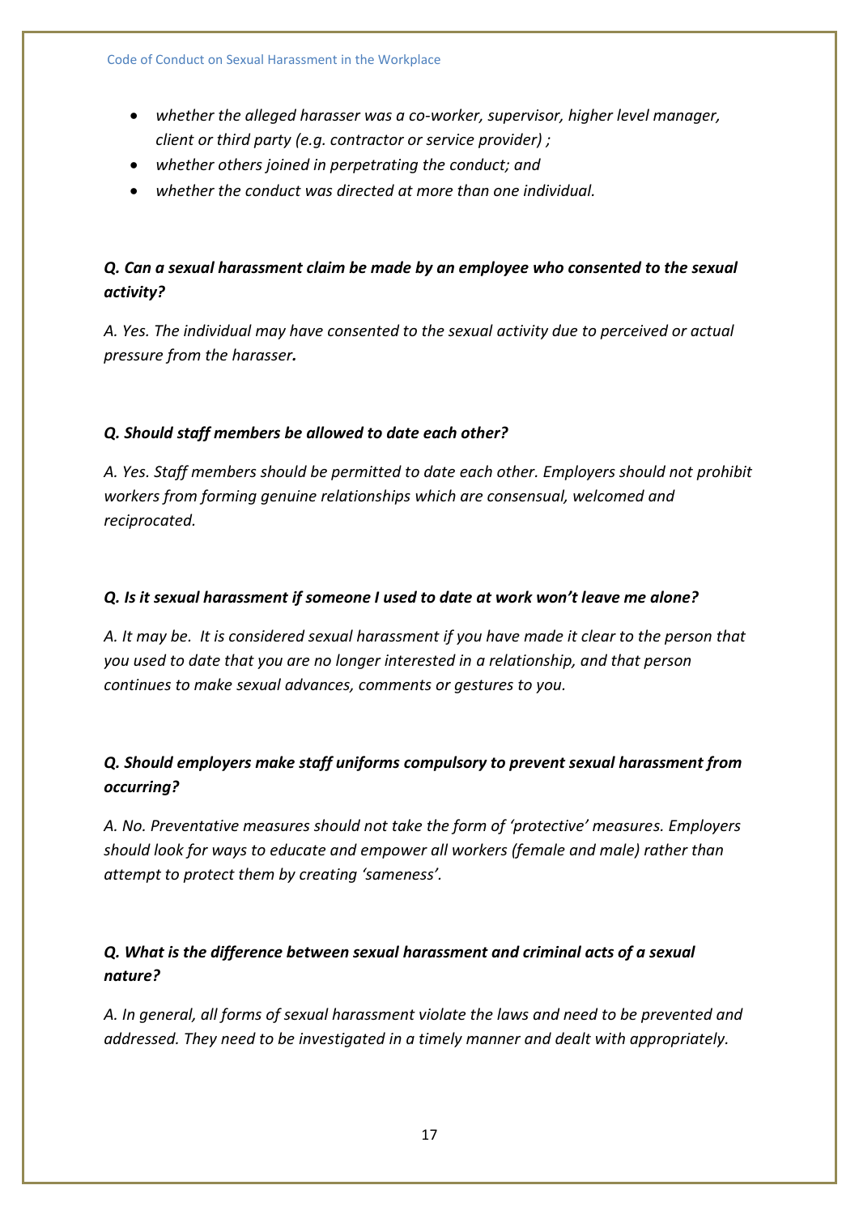- *whether the alleged harasser was a co-worker, supervisor, higher level manager, client or third party (e.g. contractor or service provider) ;*
- *whether others joined in perpetrating the conduct; and*
- *whether the conduct was directed at more than one individual.*

***Q. Can a sexual harassment claim be made by an employee who consented to the sexual activity?***

*A. Yes. The individual may have consented to the sexual activity due to perceived or actual pressure from the harasser**.***

***Q. Should staff members be allowed to date each other?***

*A. Yes. Staff members should be permitted to date each other. Employers should not prohibit workers from forming genuine relationships which are consensual, welcomed and reciprocated.*

***Q. Is it sexual harassment if someone I used to date at work won't leave me alone?***

*A. It may be. It is considered sexual harassment if you have made it clear to the person that you used to date that you are no longer interested in a relationship, and that person continues to make sexual advances, comments or gestures to you.*

***Q. Should employers make staff uniforms compulsory to prevent sexual harassment from occurring?***

*A. No. Preventative measures should not take the form of 'protective' measures. Employers should look for ways to educate and empower all workers (female and male) rather than attempt to protect them by creating 'sameness'.*

***Q. What is the difference between sexual harassment and criminal acts of a sexual nature?***

*A. In general, all forms of sexual harassment violate the laws and need to be prevented and addressed. They need to be investigated in a timely manner and dealt with appropriately.*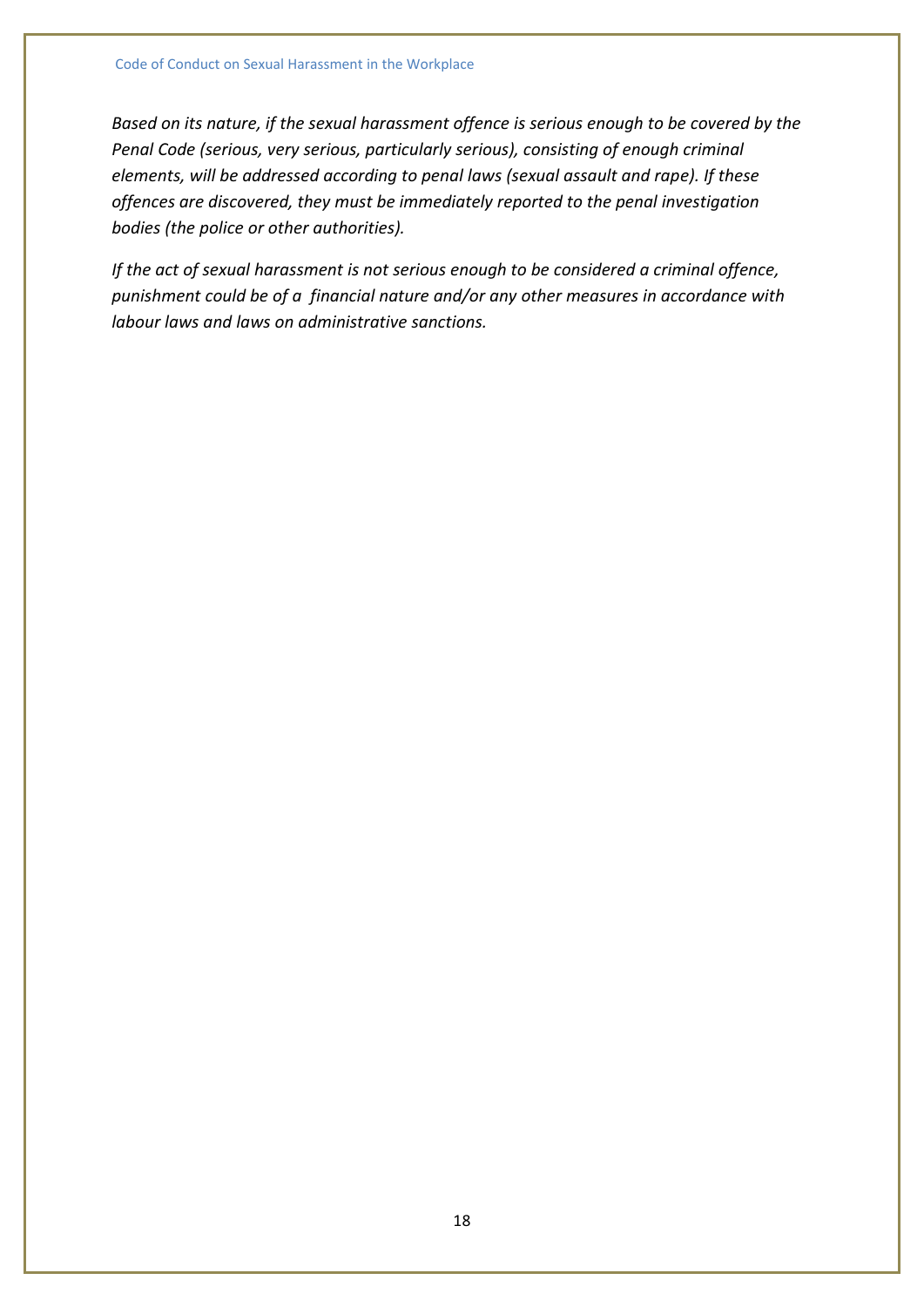*Based on its nature, if the sexual harassment offence is serious enough to be covered by the Penal Code (serious, very serious, particularly serious), consisting of enough criminal elements, will be addressed according to penal laws (sexual assault and rape). If these offences are discovered, they must be immediately reported to the penal investigation bodies (the police or other authorities).*

*If the act of sexual harassment is not serious enough to be considered a criminal offence, punishment could be of a financial nature and/or any other measures in accordance with labour laws and laws on administrative sanctions.*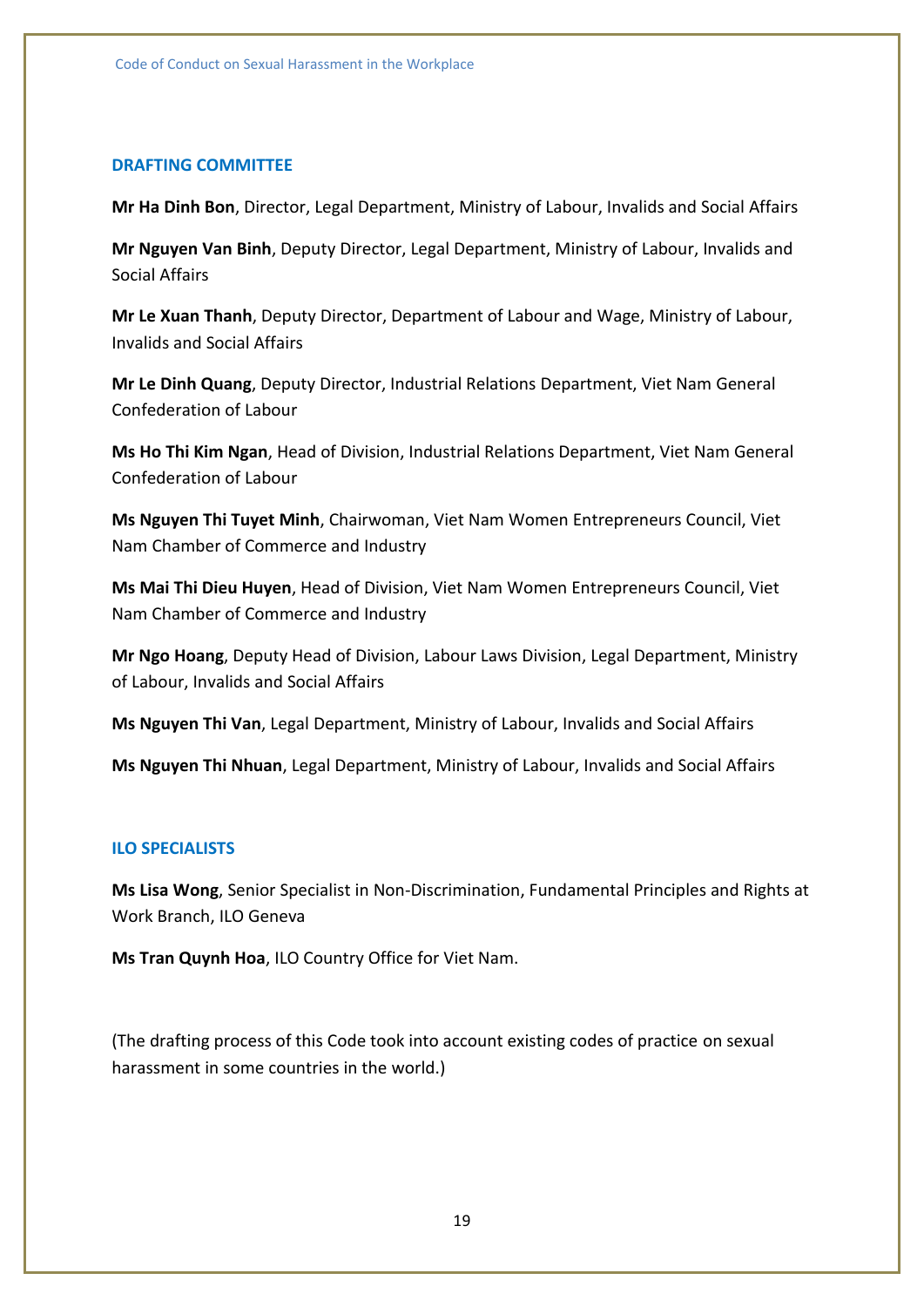## DRAFTING COMMITTEE

**Mr Ha Dinh Bon**, Director, Legal Department, Ministry of Labour, Invalids and Social Affairs

**Mr Nguyen Van Binh**, Deputy Director, Legal Department, Ministry of Labour, Invalids and Social Affairs

**Mr Le Xuan Thanh**, Deputy Director, Department of Labour and Wage, Ministry of Labour, Invalids and Social Affairs

**Mr Le Dinh Quang**, Deputy Director, Industrial Relations Department, Viet Nam General Confederation of Labour

**Ms Ho Thi Kim Ngan**, Head of Division, Industrial Relations Department, Viet Nam General Confederation of Labour

**Ms Nguyen Thi Tuyet Minh**, Chairwoman, Viet Nam Women Entrepreneurs Council, Viet Nam Chamber of Commerce and Industry

**Ms Mai Thi Dieu Huyen**, Head of Division, Viet Nam Women Entrepreneurs Council, Viet Nam Chamber of Commerce and Industry

**Mr Ngo Hoang**, Deputy Head of Division, Labour Laws Division, Legal Department, Ministry of Labour, Invalids and Social Affairs

**Ms Nguyen Thi Van**, Legal Department, Ministry of Labour, Invalids and Social Affairs

**Ms Nguyen Thi Nhuan**, Legal Department, Ministry of Labour, Invalids and Social Affairs

## ILO SPECIALISTS

**Ms Lisa Wong**, Senior Specialist in Non-Discrimination, Fundamental Principles and Rights at Work Branch, ILO Geneva

**Ms Tran Quynh Hoa**, ILO Country Office for Viet Nam.

(The drafting process of this Code took into account existing codes of practice on sexual harassment in some countries in the world.)